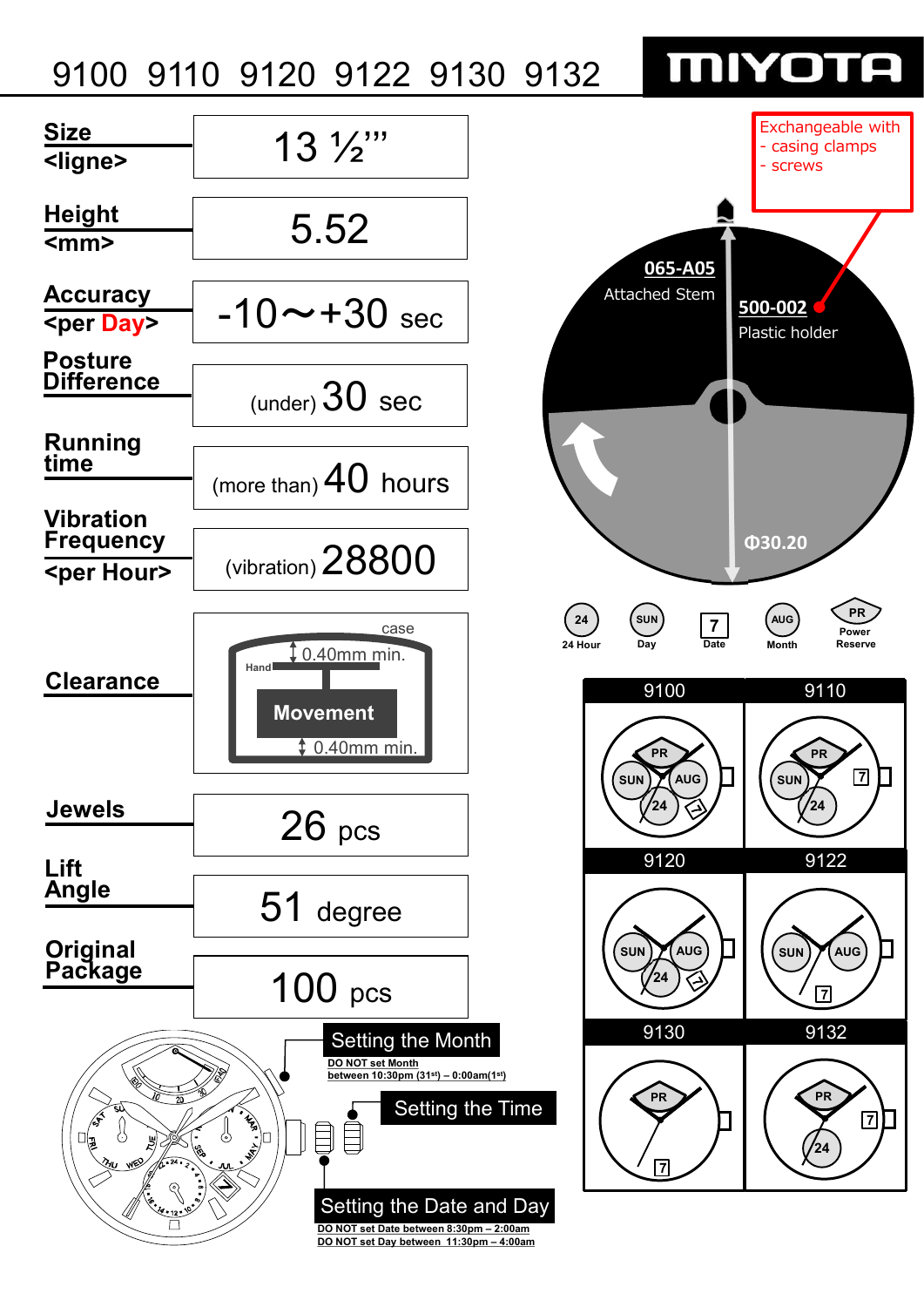# MIYOTA

## 9100 9110 9120 9122 9130 9132

| Specification | Value |
|---|---|
| Size <ligne> | 13 ½''' |
| Height <mm> | 5.52 |
| Accuracy <per Day> | -10～+30 sec |
| Posture Difference | (under) 30 sec |
| Running time | (more than) 40 hours |
| Vibration Frequency <per Hour> | (vibration) 28800 |
| Clearance | case / Hand / 0.40mm min. / Movement / 0.40mm min. |
| Jewels | 26 pcs |
| Lift Angle | 51 degree |
| Original Package | 100 pcs |

Exchangeable with
- casing clamps
- screws

**065-A05** Attached Stem

**500-002** Plastic holder

Φ30.20

24 — 24 Hour
SUN — Day
7 — Date
AUG — Month
PR — Power Reserve

| Model | Functions |
|---|---|
| 9100 | PR, SUN, AUG, 24, Date |
| 9110 | PR, SUN, 24, 7 |
| 9120 | SUN, AUG, 24, Date |
| 9122 | SUN, AUG, 7 |
| 9130 | PR, 7 |
| 9132 | PR, 7, 24 |

**Setting the Month**
DO NOT set Month between 10:30pm (31st) – 0:00am(1st)

**Setting the Time**

**Setting the Date and Day**
DO NOT set Date between 8:30pm – 2:00am
DO NOT set Day between 11:30pm – 4:00am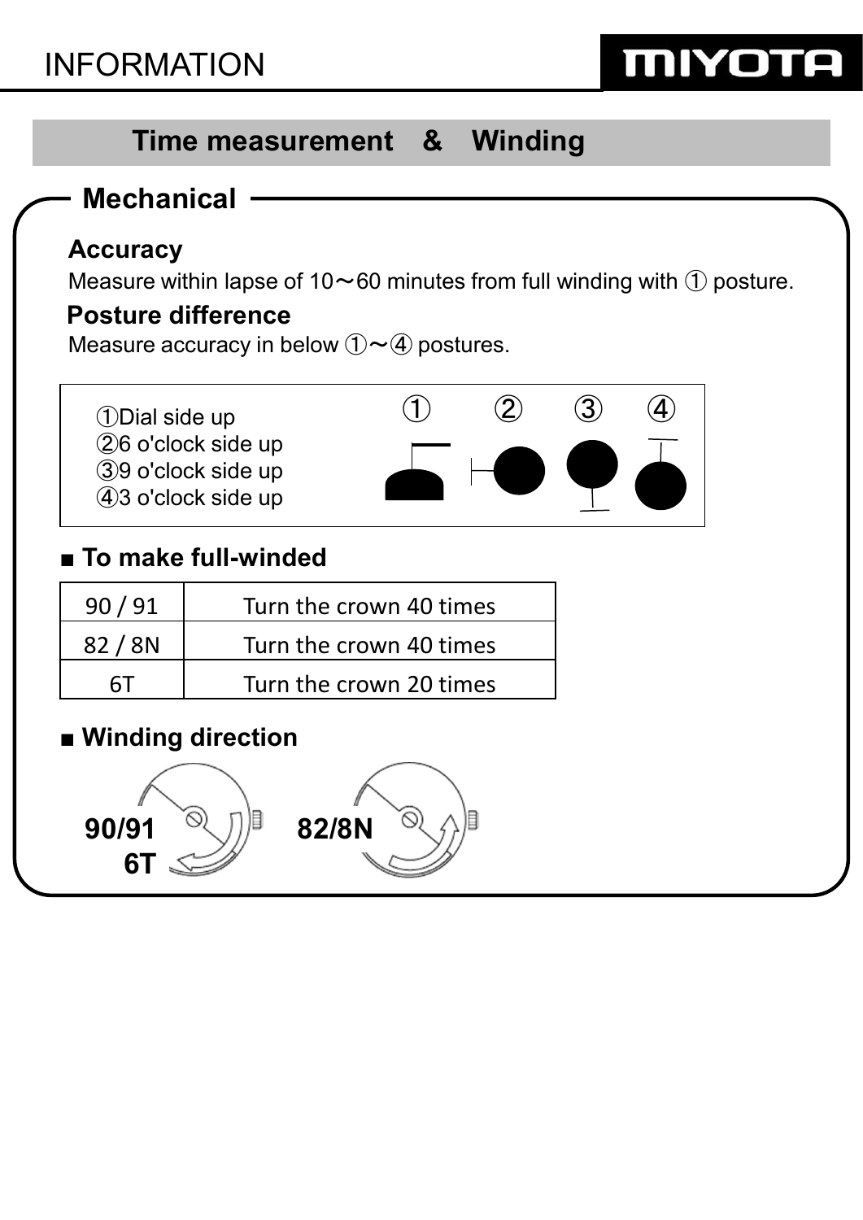INFORMATION

MIYOTA

## Time measurement & Winding

### Mechanical

**Accuracy**

Measure within lapse of 10～60 minutes from full winding with ① posture.

**Posture difference**

Measure accuracy in below ①～④ postures.

①Dial side up
②6 o'clock side up
③9 o'clock side up
④3 o'clock side up

① ② ③ ④

**■ To make full-winded**

| | |
|---|---|
| 90 / 91 | Turn the crown 40 times |
| 82 / 8N | Turn the crown 40 times |
| 6T | Turn the crown 20 times |

**■ Winding direction**

90/91
6T

82/8N